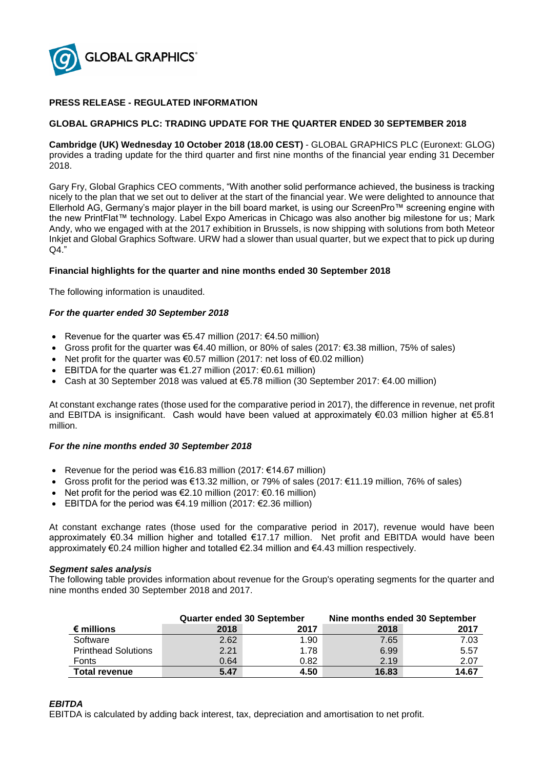GLOBAL GRAPHICS®

**PRESS RELEASE - REGULATED INFORMATION**

**GLOBAL GRAPHICS PLC: TRADING UPDATE FOR THE QUARTER ENDED 30 SEPTEMBER 2018**

**Cambridge (UK) Wednesday 10 October 2018 (18.00 CEST)** - GLOBAL GRAPHICS PLC (Euronext: GLOG) provides a trading update for the third quarter and first nine months of the financial year ending 31 December 2018.

Gary Fry, Global Graphics CEO comments, "With another solid performance achieved, the business is tracking nicely to the plan that we set out to deliver at the start of the financial year. We were delighted to announce that Ellerhold AG, Germany's major player in the bill board market, is using our ScreenPro™ screening engine with the new PrintFlat™ technology. Label Expo Americas in Chicago was also another big milestone for us; Mark Andy, who we engaged with at the 2017 exhibition in Brussels, is now shipping with solutions from both Meteor Inkjet and Global Graphics Software. URW had a slower than usual quarter, but we expect that to pick up during Q4."

**Financial highlights for the quarter and nine months ended 30 September 2018**

The following information is unaudited.

***For the quarter ended 30 September 2018***

- Revenue for the quarter was €5.47 million (2017: €4.50 million)
- Gross profit for the quarter was €4.40 million, or 80% of sales (2017: €3.38 million, 75% of sales)
- Net profit for the quarter was €0.57 million (2017: net loss of €0.02 million)
- EBITDA for the quarter was €1.27 million (2017: €0.61 million)
- Cash at 30 September 2018 was valued at €5.78 million (30 September 2017: €4.00 million)

At constant exchange rates (those used for the comparative period in 2017), the difference in revenue, net profit and EBITDA is insignificant. Cash would have been valued at approximately €0.03 million higher at €5.81 million.

***For the nine months ended 30 September 2018***

- Revenue for the period was €16.83 million (2017: €14.67 million)
- Gross profit for the period was €13.32 million, or 79% of sales (2017: €11.19 million, 76% of sales)
- Net profit for the period was €2.10 million (2017: €0.16 million)
- EBITDA for the period was €4.19 million (2017: €2.36 million)

At constant exchange rates (those used for the comparative period in 2017), revenue would have been approximately €0.34 million higher and totalled €17.17 million. Net profit and EBITDA would have been approximately €0.24 million higher and totalled €2.34 million and €4.43 million respectively.

***Segment sales analysis***

The following table provides information about revenue for the Group's operating segments for the quarter and nine months ended 30 September 2018 and 2017.

| | Quarter ended 30 September | | Nine months ended 30 September | |
|---|---|---|---|---|
| **€ millions** | **2018** | **2017** | **2018** | **2017** |
| Software | 2.62 | 1.90 | 7.65 | 7.03 |
| Printhead Solutions | 2.21 | 1.78 | 6.99 | 5.57 |
| Fonts | 0.64 | 0.82 | 2.19 | 2.07 |
| **Total revenue** | **5.47** | **4.50** | **16.83** | **14.67** |

***EBITDA***

EBITDA is calculated by adding back interest, tax, depreciation and amortisation to net profit.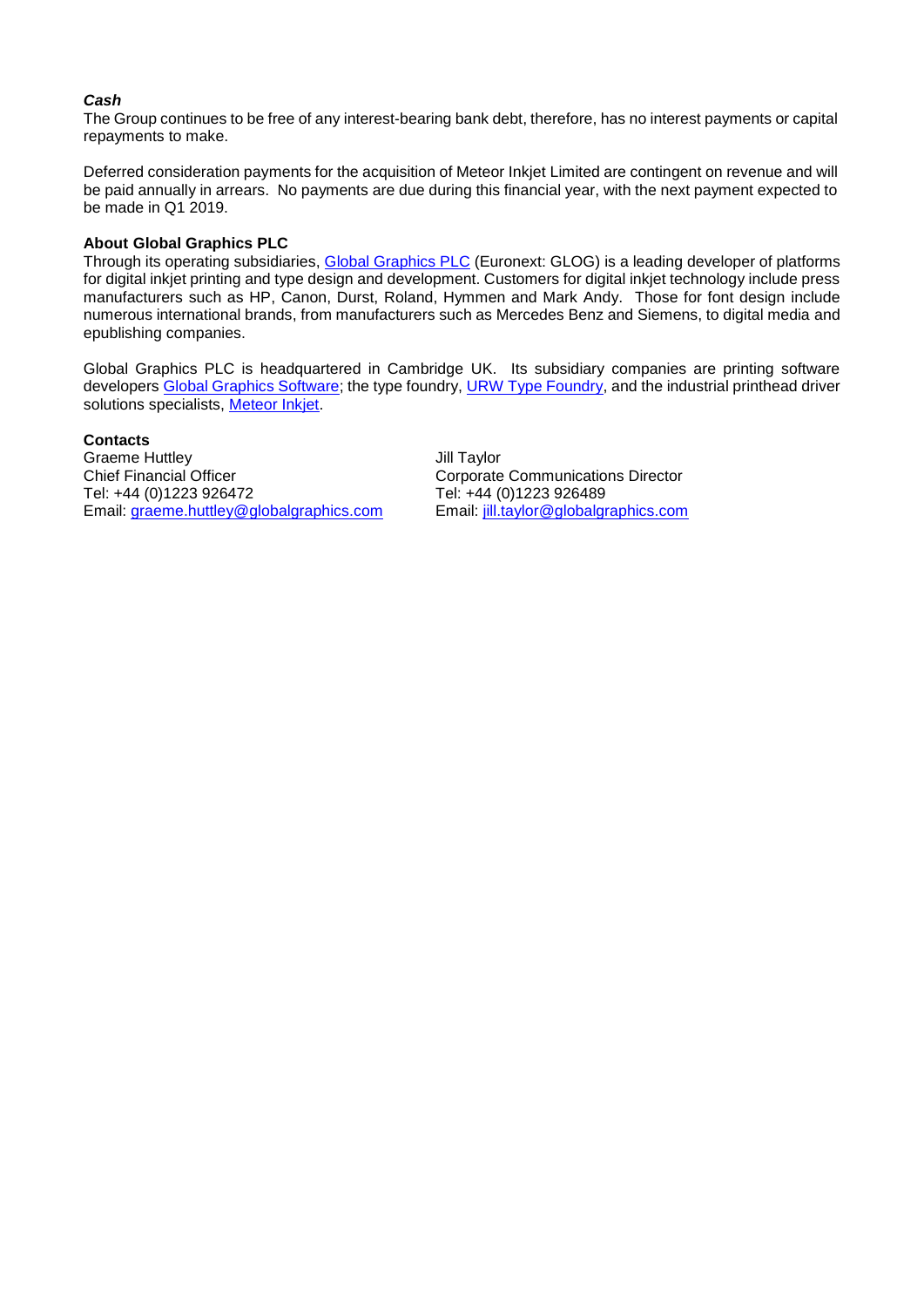***Cash***

The Group continues to be free of any interest-bearing bank debt, therefore, has no interest payments or capital repayments to make.

Deferred consideration payments for the acquisition of Meteor Inkjet Limited are contingent on revenue and will be paid annually in arrears. No payments are due during this financial year, with the next payment expected to be made in Q1 2019.

**About Global Graphics PLC**

Through its operating subsidiaries, Global Graphics PLC (Euronext: GLOG) is a leading developer of platforms for digital inkjet printing and type design and development. Customers for digital inkjet technology include press manufacturers such as HP, Canon, Durst, Roland, Hymmen and Mark Andy. Those for font design include numerous international brands, from manufacturers such as Mercedes Benz and Siemens, to digital media and epublishing companies.

Global Graphics PLC is headquartered in Cambridge UK. Its subsidiary companies are printing software developers Global Graphics Software; the type foundry, URW Type Foundry, and the industrial printhead driver solutions specialists, Meteor Inkjet.

**Contacts**

Graeme Huttley
Chief Financial Officer
Tel: +44 (0)1223 926472
Email: graeme.huttley@globalgraphics.com

Jill Taylor
Corporate Communications Director
Tel: +44 (0)1223 926489
Email: jill.taylor@globalgraphics.com